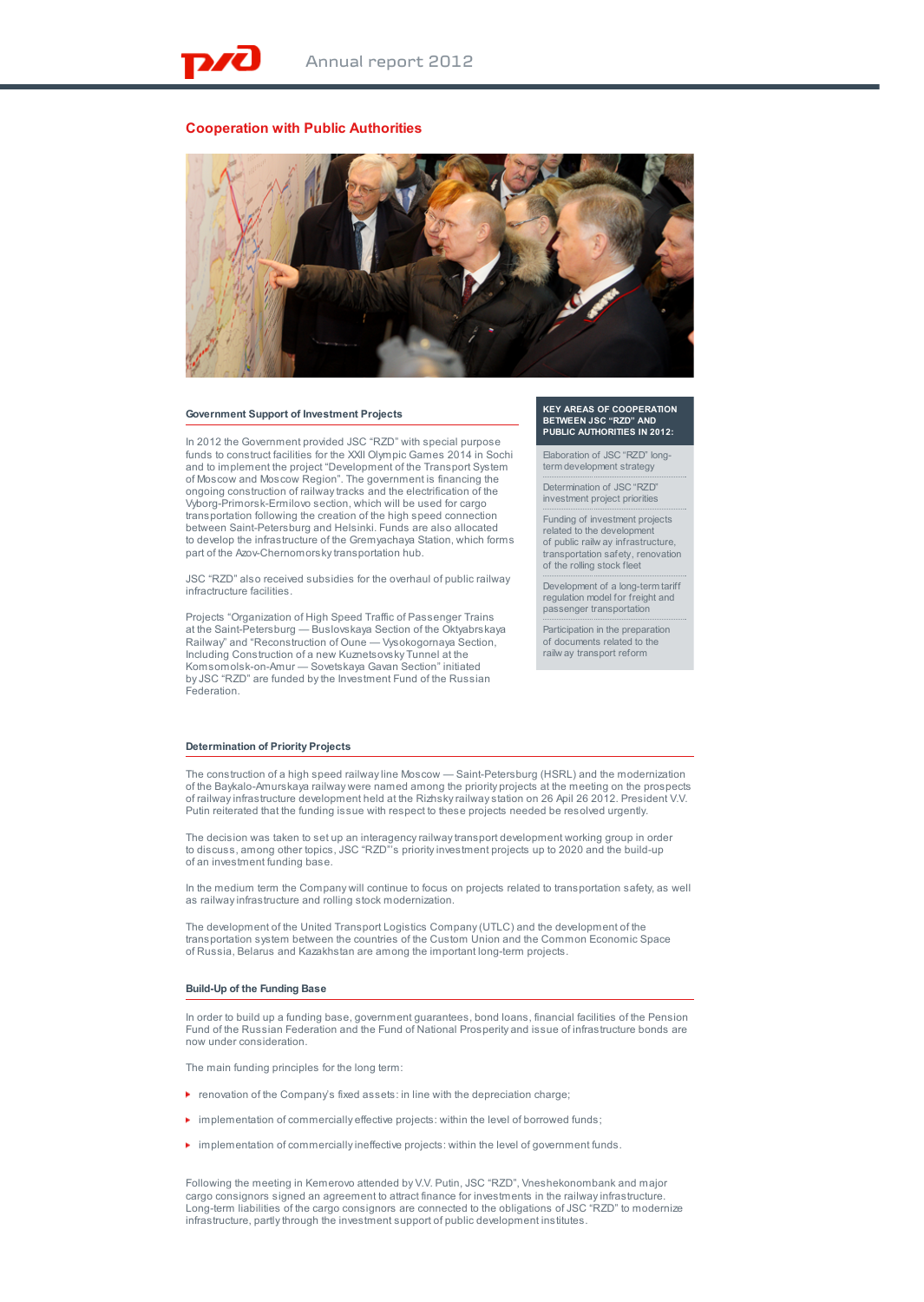## Cooperation with Public Authorities

### Government Support of Investment Projects

In 2012 the Government provided JSC "RZD" with special purpose funds to construct facilities for the XXII Olympic Games 2014 in Sochi and to implement the project "Development of the Transport System of Moscow and Moscow Region". The government is financing the ongoing construction of railway tracks and the electrification of the Vyborg-Primorsk-Ermilovo section, which will be used for cargo transportation following the creation of the high speed connection between Saint-Petersburg and Helsinki. Funds are also allocated to develop the infrastructure of the Gremyachaya Station, which forms part of the Azov-Chernomorsky transportation hub.

JSC "RZD" also received subsidies for the overhaul of public railway infractructure facilities.

Projects "Organization of High Speed Traffic of Passenger Trains at the Saint-Petersburg — Buslovskaya Section of the Oktyabrskaya Railway" and "Reconstruction of Oune — Vysokogornaya Section, Including Construction of a new Kuznetsovsky Tunnel at the Komsomolsk-on-Amur — Sovetskaya Gavan Section" initiated by JSC "RZD" are funded by the Investment Fund of the Russian Federation.

**KEY AREAS OF COOPERATION BETWEEN JSC "RZD" AND PUBLIC AUTHORITIES IN 2012:**

- Elaboration of JSC "RZD" long-term development strategy
- Determination of JSC "RZD" investment project priorities
- Funding of investment projects related to the development of public railway infrastructure, transportation safety, renovation of the rolling stock fleet
- Development of a long-term tariff regulation model for freight and passenger transportation
- Participation in the preparation of documents related to the railway transport reform

### Determination of Priority Projects

The construction of a high speed railway line Moscow — Saint-Petersburg (HSRL) and the modernization of the Baykalo-Amurskaya railway were named among the priority projects at the meeting on the prospects of railway infrastructure development held at the Rizhsky railway station on 26 April 26 2012. President V.V. Putin reiterated that the funding issue with respect to these projects needed be resolved urgently.

The decision was taken to set up an interagency railway transport development working group in order to discuss, among other topics, JSC "RZD"'s priority investment projects up to 2020 and the build-up of an investment funding base.

In the medium term the Company will continue to focus on projects related to transportation safety, as well as railway infrastructure and rolling stock modernization.

The development of the United Transport Logistics Company (UTLC) and the development of the transportation system between the countries of the Custom Union and the Common Economic Space of Russia, Belarus and Kazakhstan are among the important long-term projects.

### Build-Up of the Funding Base

In order to build up a funding base, government guarantees, bond loans, financial facilities of the Pension Fund of the Russian Federation and the Fund of National Prosperity and issue of infrastructure bonds are now under consideration.

The main funding principles for the long term:

- renovation of the Company's fixed assets: in line with the depreciation charge;
- implementation of commercially effective projects: within the level of borrowed funds;
- implementation of commercially ineffective projects: within the level of government funds.

Following the meeting in Kemerovo attended by V.V. Putin, JSC "RZD", Vneshekonombank and major cargo consignors signed an agreement to attract finance for investments in the railway infrastructure. Long-term liabilities of the cargo consignors are connected to the obligations of JSC "RZD" to modernize infrastructure, partly through the investment support of public development institutes.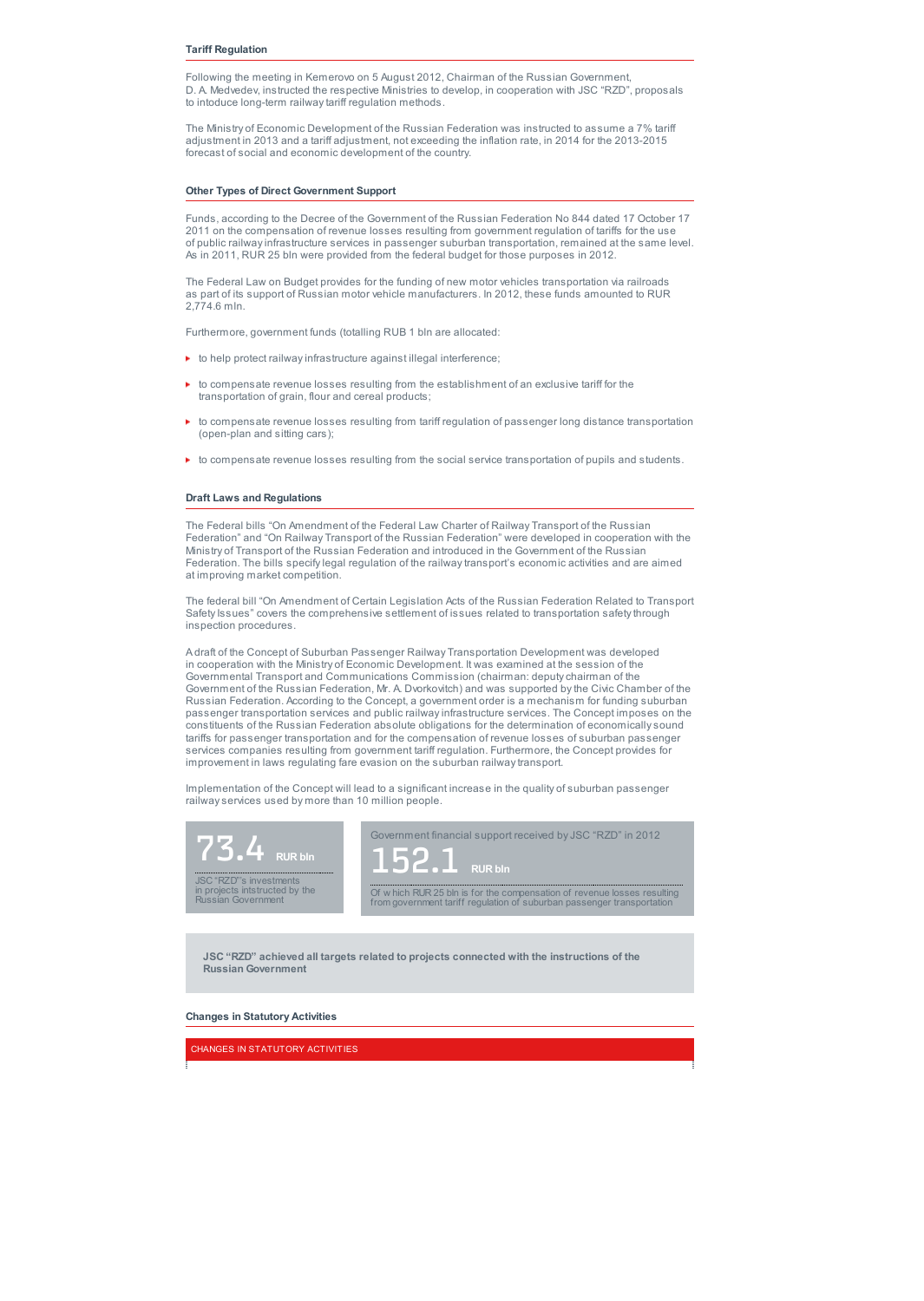### Tariff Regulation

Following the meeting in Kemerovo on 5 August 2012, Chairman of the Russian Government, D. A. Medvedev, instructed the respective Ministries to develop, in cooperation with JSC "RZD", proposals to intoduce long-term railway tariff regulation methods.

The Ministry of Economic Development of the Russian Federation was instructed to assume a 7% tariff adjustment in 2013 and a tariff adjustment, not exceeding the inflation rate, in 2014 for the 2013-2015 forecast of social and economic development of the country.

### Other Types of Direct Government Support

Funds, according to the Decree of the Government of the Russian Federation No 844 dated 17 October 17 2011 on the compensation of revenue losses resulting from government regulation of tariffs for the use of public railway infrastructure services in passenger suburban transportation, remained at the same level. As in 2011, RUR 25 bln were provided from the federal budget for those purposes in 2012.

The Federal Law on Budget provides for the funding of new motor vehicles transportation via railroads as part of its support of Russian motor vehicle manufacturers. In 2012, these funds amounted to RUR 2,774.6 mln.

Furthermore, government funds (totalling RUB 1 bln are allocated:

- to help protect railway infrastructure against illegal interference;
- to compensate revenue losses resulting from the establishment of an exclusive tariff for the transportation of grain, flour and cereal products;
- to compensate revenue losses resulting from tariff regulation of passenger long distance transportation (open-plan and sitting cars);
- to compensate revenue losses resulting from the social service transportation of pupils and students.

### Draft Laws and Regulations

The Federal bills "On Amendment of the Federal Law Charter of Railway Transport of the Russian Federation" and "On Railway Transport of the Russian Federation" were developed in cooperation with the Ministry of Transport of the Russian Federation and introduced in the Government of the Russian Federation. The bills specify legal regulation of the railway transport's economic activities and are aimed at improving market competition.

The federal bill "On Amendment of Certain Legislation Acts of the Russian Federation Related to Transport Safety Issues" covers the comprehensive settlement of issues related to transportation safety through inspection procedures.

A draft of the Concept of Suburban Passenger Railway Transportation Development was developed in cooperation with the Ministry of Economic Development. It was examined at the session of the Governmental Transport and Communications Commission (chairman: deputy chairman of the Government of the Russian Federation, Mr. A. Dvorkovitch) and was supported by the Civic Chamber of the Russian Federation. According to the Concept, a government order is a mechanism for funding suburban passenger transportation services and public railway infrastructure services. The Concept imposes on the constituents of the Russian Federation absolute obligations for the determination of economically sound tariffs for passenger transportation and for the compensation of revenue losses of suburban passenger services companies resulting from government tariff regulation. Furthermore, the Concept provides for improvement in laws regulating fare evasion on the suburban railway transport.

Implementation of the Concept will lead to a significant increase in the quality of suburban passenger railway services used by more than 10 million people.

**73.4** RUR bln

JSC "RZD"'s investments in projects intstructed by the Russian Government

Government financial support received by JSC "RZD" in 2012

**152.1** RUR bln

Of which RUR 25 bln is for the compensation of revenue losses resulting from government tariff regulation of suburban passenger transportation

**JSC "RZD" achieved all targets related to projects connected with the instructions of the Russian Government**

### Changes in Statutory Activities

CHANGES IN STATUTORY ACTIVITIES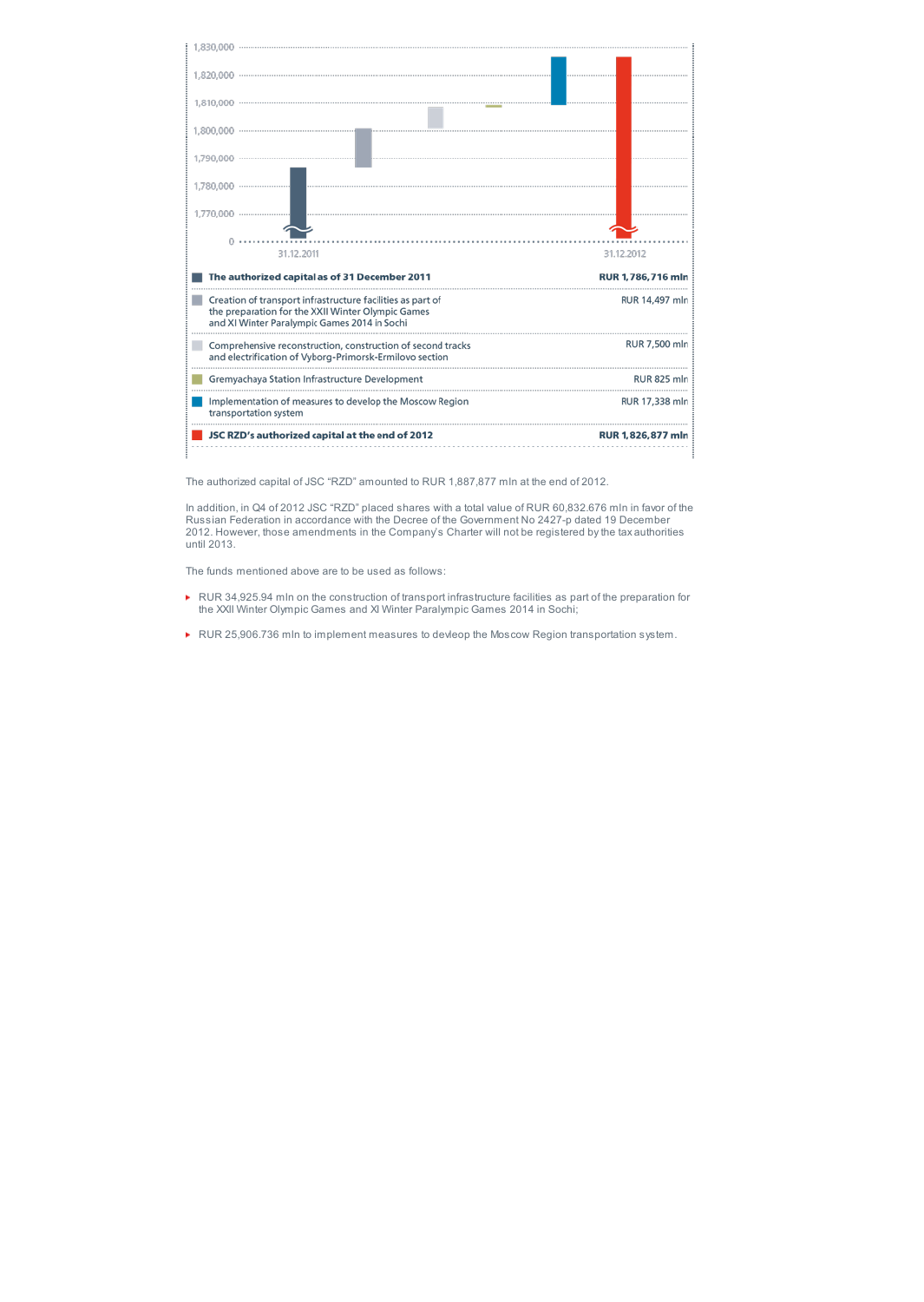1,830,000
1,820,000
1,810,000
1,800,000
1,790,000
1,780,000
1,770,000
0

31.12.2011
31.12.2012

| | |
|---|---|
| **The authorized capital as of 31 December 2011** | **RUR 1,786,716 mln** |
| Creation of transport infrastructure facilities as part of the preparation for the XXII Winter Olympic Games and XI Winter Paralympic Games 2014 in Sochi | RUR 14,497 mln |
| Comprehensive reconstruction, construction of second tracks and electrification of Vyborg-Primorsk-Ermilovo section | RUR 7,500 mln |
| Gremyachaya Station Infrastructure Development | RUR 825 mln |
| Implementation of measures to develop the Moscow Region transportation system | RUR 17,338 mln |
| **JSC RZD's authorized capital at the end of 2012** | **RUR 1,826,877 mln** |

The authorized capital of JSC "RZD" amounted to RUR 1,887,877 mln at the end of 2012.

In addition, in Q4 of 2012 JSC "RZD" placed shares with a total value of RUR 60,832.676 mln in favor of the Russian Federation in accordance with the Decree of the Government No 2427-p dated 19 December 2012. However, those amendments in the Company's Charter will not be registered by the tax authorities until 2013.

The funds mentioned above are to be used as follows:

- RUR 34,925.94 mln on the construction of transport infrastructure facilities as part of the preparation for the XXII Winter Olympic Games and XI Winter Paralympic Games 2014 in Sochi;
- RUR 25,906.736 mln to implement measures to devleop the Moscow Region transportation system.